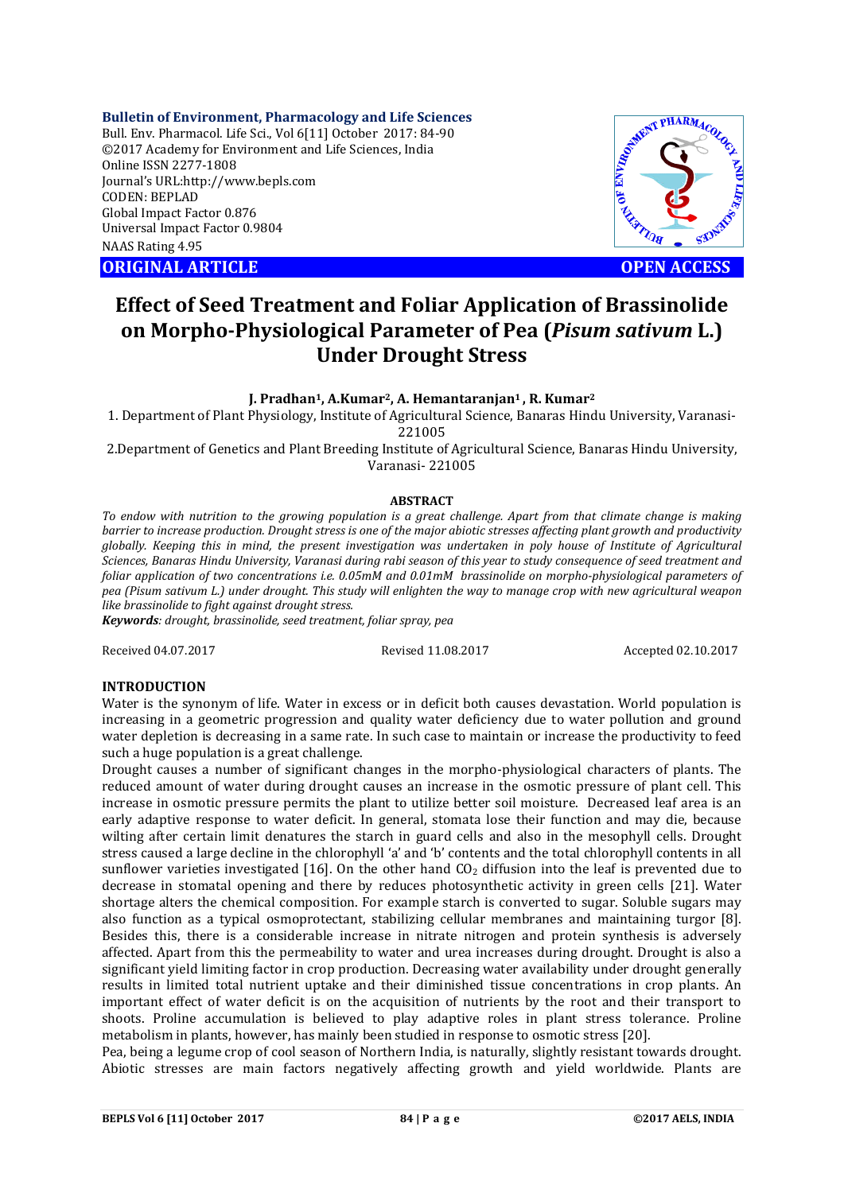**Bulletin of Environment, Pharmacology and Life Sciences**
Bull. Env. Pharmacol. Life Sci., Vol 6[11] October 2017: 84-90
©2017 Academy for Environment and Life Sciences, India
Online ISSN 2277-1808
Journal's URL:http://www.bepls.com
CODEN: BEPLAD
Global Impact Factor 0.876
Universal Impact Factor 0.9804
NAAS Rating 4.95

**ORIGINAL ARTICLE** **OPEN ACCESS**

# Effect of Seed Treatment and Foliar Application of Brassinolide on Morpho-Physiological Parameter of Pea (*Pisum sativum* L.) Under Drought Stress

**J. Pradhan[1], A.Kumar[2], A. Hemantaranjan[1], R. Kumar[2]**

1. Department of Plant Physiology, Institute of Agricultural Science, Banaras Hindu University, Varanasi-221005
2. Department of Genetics and Plant Breeding Institute of Agricultural Science, Banaras Hindu University, Varanasi- 221005

**ABSTRACT**

*To endow with nutrition to the growing population is a great challenge. Apart from that climate change is making barrier to increase production. Drought stress is one of the major abiotic stresses affecting plant growth and productivity globally. Keeping this in mind, the present investigation was undertaken in poly house of Institute of Agricultural Sciences, Banaras Hindu University, Varanasi during rabi season of this year to study consequence of seed treatment and foliar application of two concentrations i.e. 0.05mM and 0.01mM brassinolide on morpho-physiological parameters of pea (Pisum sativum L.) under drought. This study will enlighten the way to manage crop with new agricultural weapon like brassinolide to fight against drought stress.*

***Keywords****: drought, brassinolide, seed treatment, foliar spray, pea*

Received 04.07.2017 Revised 11.08.2017 Accepted 02.10.2017

## INTRODUCTION

Water is the synonym of life. Water in excess or in deficit both causes devastation. World population is increasing in a geometric progression and quality water deficiency due to water pollution and ground water depletion is decreasing in a same rate. In such case to maintain or increase the productivity to feed such a huge population is a great challenge.

Drought causes a number of significant changes in the morpho-physiological characters of plants. The reduced amount of water during drought causes an increase in the osmotic pressure of plant cell. This increase in osmotic pressure permits the plant to utilize better soil moisture. Decreased leaf area is an early adaptive response to water deficit. In general, stomata lose their function and may die, because wilting after certain limit denatures the starch in guard cells and also in the mesophyll cells. Drought stress caused a large decline in the chlorophyll 'a' and 'b' contents and the total chlorophyll contents in all sunflower varieties investigated [16]. On the other hand $CO_2$ diffusion into the leaf is prevented due to decrease in stomatal opening and there by reduces photosynthetic activity in green cells [21]. Water shortage alters the chemical composition. For example starch is converted to sugar. Soluble sugars may also function as a typical osmoprotectant, stabilizing cellular membranes and maintaining turgor [8]. Besides this, there is a considerable increase in nitrate nitrogen and protein synthesis is adversely affected. Apart from this the permeability to water and urea increases during drought. Drought is also a significant yield limiting factor in crop production. Decreasing water availability under drought generally results in limited total nutrient uptake and their diminished tissue concentrations in crop plants. An important effect of water deficit is on the acquisition of nutrients by the root and their transport to shoots. Proline accumulation is believed to play adaptive roles in plant stress tolerance. Proline metabolism in plants, however, has mainly been studied in response to osmotic stress [20].

Pea, being a legume crop of cool season of Northern India, is naturally, slightly resistant towards drought. Abiotic stresses are main factors negatively affecting growth and yield worldwide. Plants are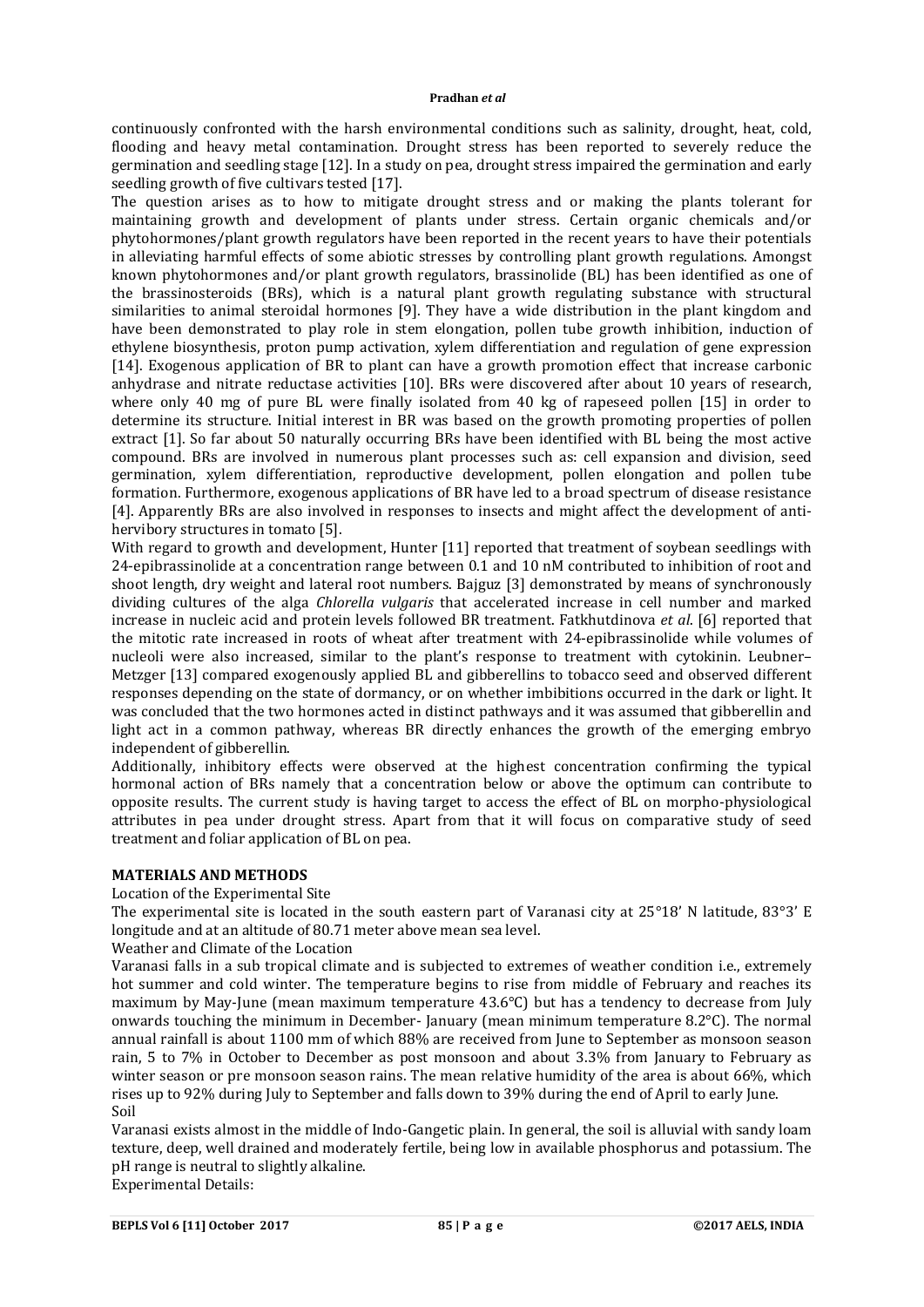continuously confronted with the harsh environmental conditions such as salinity, drought, heat, cold, flooding and heavy metal contamination. Drought stress has been reported to severely reduce the germination and seedling stage [12]. In a study on pea, drought stress impaired the germination and early seedling growth of five cultivars tested [17].

The question arises as to how to mitigate drought stress and or making the plants tolerant for maintaining growth and development of plants under stress. Certain organic chemicals and/or phytohormones/plant growth regulators have been reported in the recent years to have their potentials in alleviating harmful effects of some abiotic stresses by controlling plant growth regulations. Amongst known phytohormones and/or plant growth regulators, brassinolide (BL) has been identified as one of the brassinosteroids (BRs), which is a natural plant growth regulating substance with structural similarities to animal steroidal hormones [9]. They have a wide distribution in the plant kingdom and have been demonstrated to play role in stem elongation, pollen tube growth inhibition, induction of ethylene biosynthesis, proton pump activation, xylem differentiation and regulation of gene expression [14]. Exogenous application of BR to plant can have a growth promotion effect that increase carbonic anhydrase and nitrate reductase activities [10]. BRs were discovered after about 10 years of research, where only 40 mg of pure BL were finally isolated from 40 kg of rapeseed pollen [15] in order to determine its structure. Initial interest in BR was based on the growth promoting properties of pollen extract [1]. So far about 50 naturally occurring BRs have been identified with BL being the most active compound. BRs are involved in numerous plant processes such as: cell expansion and division, seed germination, xylem differentiation, reproductive development, pollen elongation and pollen tube formation. Furthermore, exogenous applications of BR have led to a broad spectrum of disease resistance [4]. Apparently BRs are also involved in responses to insects and might affect the development of anti-hervibory structures in tomato [5].

With regard to growth and development, Hunter [11] reported that treatment of soybean seedlings with 24-epibrassinolide at a concentration range between 0.1 and 10 nM contributed to inhibition of root and shoot length, dry weight and lateral root numbers. Bajguz [3] demonstrated by means of synchronously dividing cultures of the alga *Chlorella vulgaris* that accelerated increase in cell number and marked increase in nucleic acid and protein levels followed BR treatment. Fatkhutdinova *et al*. [6] reported that the mitotic rate increased in roots of wheat after treatment with 24-epibrassinolide while volumes of nucleoli were also increased, similar to the plant's response to treatment with cytokinin. Leubner–Metzger [13] compared exogenously applied BL and gibberellins to tobacco seed and observed different responses depending on the state of dormancy, or on whether imbibitions occurred in the dark or light. It was concluded that the two hormones acted in distinct pathways and it was assumed that gibberellin and light act in a common pathway, whereas BR directly enhances the growth of the emerging embryo independent of gibberellin.

Additionally, inhibitory effects were observed at the highest concentration confirming the typical hormonal action of BRs namely that a concentration below or above the optimum can contribute to opposite results. The current study is having target to access the effect of BL on morpho-physiological attributes in pea under drought stress. Apart from that it will focus on comparative study of seed treatment and foliar application of BL on pea.

## MATERIALS AND METHODS

Location of the Experimental Site

The experimental site is located in the south eastern part of Varanasi city at 25°18' N latitude, 83°3' E longitude and at an altitude of 80.71 meter above mean sea level.

Weather and Climate of the Location

Varanasi falls in a sub tropical climate and is subjected to extremes of weather condition i.e., extremely hot summer and cold winter. The temperature begins to rise from middle of February and reaches its maximum by May-June (mean maximum temperature 43.6°C) but has a tendency to decrease from July onwards touching the minimum in December- January (mean minimum temperature 8.2°C). The normal annual rainfall is about 1100 mm of which 88% are received from June to September as monsoon season rain, 5 to 7% in October to December as post monsoon and about 3.3% from January to February as winter season or pre monsoon season rains. The mean relative humidity of the area is about 66%, which rises up to 92% during July to September and falls down to 39% during the end of April to early June.

Soil

Varanasi exists almost in the middle of Indo-Gangetic plain. In general, the soil is alluvial with sandy loam texture, deep, well drained and moderately fertile, being low in available phosphorus and potassium. The pH range is neutral to slightly alkaline.

Experimental Details: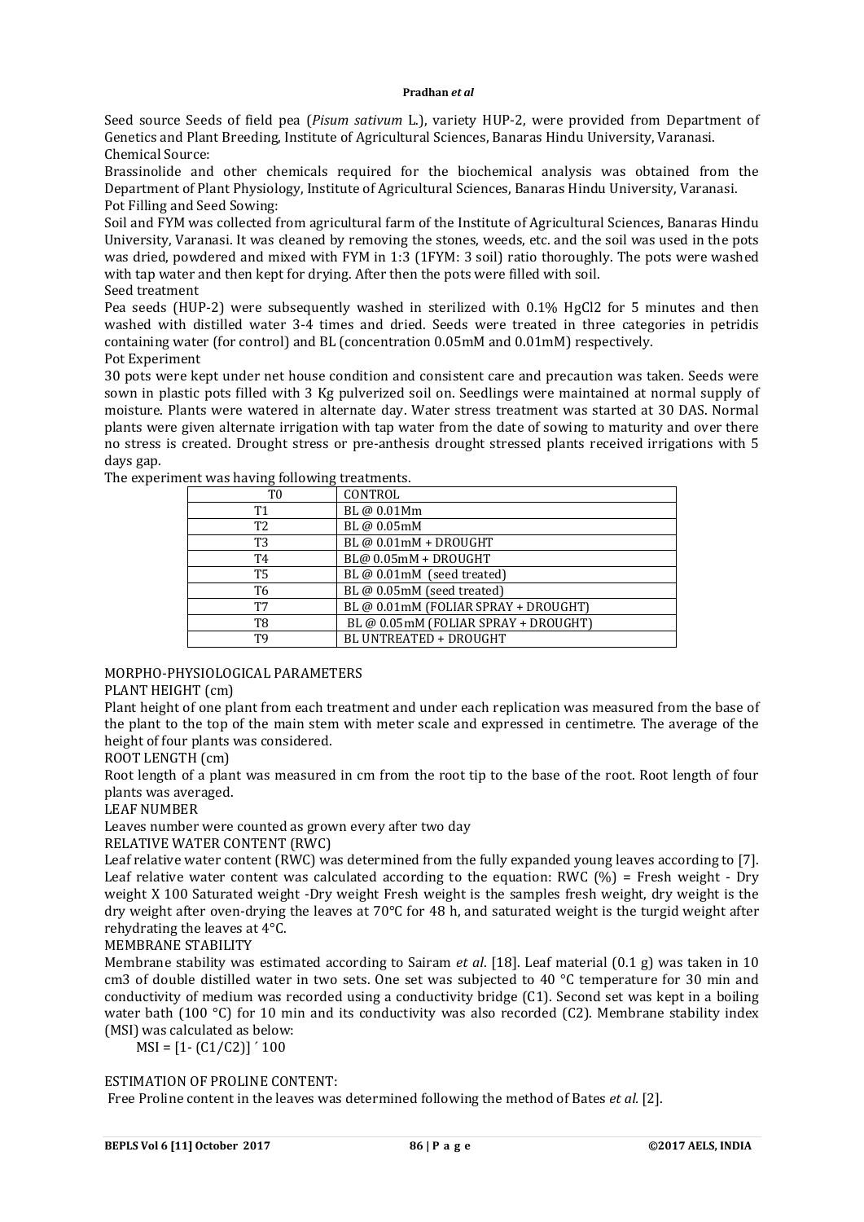Seed source Seeds of field pea (*Pisum sativum* L.), variety HUP-2, were provided from Department of Genetics and Plant Breeding, Institute of Agricultural Sciences, Banaras Hindu University, Varanasi.

Chemical Source:

Brassinolide and other chemicals required for the biochemical analysis was obtained from the Department of Plant Physiology, Institute of Agricultural Sciences, Banaras Hindu University, Varanasi.

Pot Filling and Seed Sowing:

Soil and FYM was collected from agricultural farm of the Institute of Agricultural Sciences, Banaras Hindu University, Varanasi. It was cleaned by removing the stones, weeds, etc. and the soil was used in the pots was dried, powdered and mixed with FYM in 1:3 (1FYM: 3 soil) ratio thoroughly. The pots were washed with tap water and then kept for drying. After then the pots were filled with soil.

Seed treatment

Pea seeds (HUP-2) were subsequently washed in sterilized with 0.1% $HgCl_2$ for 5 minutes and then washed with distilled water 3-4 times and dried. Seeds were treated in three categories in petridis containing water (for control) and BL (concentration 0.05mM and 0.01mM) respectively.

Pot Experiment

30 pots were kept under net house condition and consistent care and precaution was taken. Seeds were sown in plastic pots filled with 3 Kg pulverized soil on. Seedlings were maintained at normal supply of moisture. Plants were watered in alternate day. Water stress treatment was started at 30 DAS. Normal plants were given alternate irrigation with tap water from the date of sowing to maturity and over there no stress is created. Drought stress or pre-anthesis drought stressed plants received irrigations with 5 days gap.

The experiment was having following treatments.

| | |
|---|---|
| T0 | CONTROL |
| T1 | BL @ 0.01Mm |
| T2 | BL @ 0.05mM |
| T3 | BL @ 0.01mM + DROUGHT |
| T4 | BL@ 0.05mM + DROUGHT |
| T5 | BL @ 0.01mM (seed treated) |
| T6 | BL @ 0.05mM (seed treated) |
| T7 | BL @ 0.01mM (FOLIAR SPRAY + DROUGHT) |
| T8 | BL @ 0.05mM (FOLIAR SPRAY + DROUGHT) |
| T9 | BL UNTREATED + DROUGHT |

MORPHO-PHYSIOLOGICAL PARAMETERS

PLANT HEIGHT (cm)

Plant height of one plant from each treatment and under each replication was measured from the base of the plant to the top of the main stem with meter scale and expressed in centimetre. The average of the height of four plants was considered.

ROOT LENGTH (cm)

Root length of a plant was measured in cm from the root tip to the base of the root. Root length of four plants was averaged.

LEAF NUMBER

Leaves number were counted as grown every after two day

RELATIVE WATER CONTENT (RWC)

Leaf relative water content (RWC) was determined from the fully expanded young leaves according to [7]. Leaf relative water content was calculated according to the equation: RWC (%) = Fresh weight - Dry weight X 100 Saturated weight -Dry weight Fresh weight is the samples fresh weight, dry weight is the dry weight after oven-drying the leaves at 70°C for 48 h, and saturated weight is the turgid weight after rehydrating the leaves at 4°C.

MEMBRANE STABILITY

Membrane stability was estimated according to Sairam *et al*. [18]. Leaf material (0.1 g) was taken in 10 $cm^3$ of double distilled water in two sets. One set was subjected to 40 °C temperature for 30 min and conductivity of medium was recorded using a conductivity bridge (C1). Second set was kept in a boiling water bath (100 °C) for 10 min and its conductivity was also recorded (C2). Membrane stability index (MSI) was calculated as below:

$$MSI = [1- (C1/C2)] \times 100$$

ESTIMATION OF PROLINE CONTENT:

Free Proline content in the leaves was determined following the method of Bates *et al.* [2].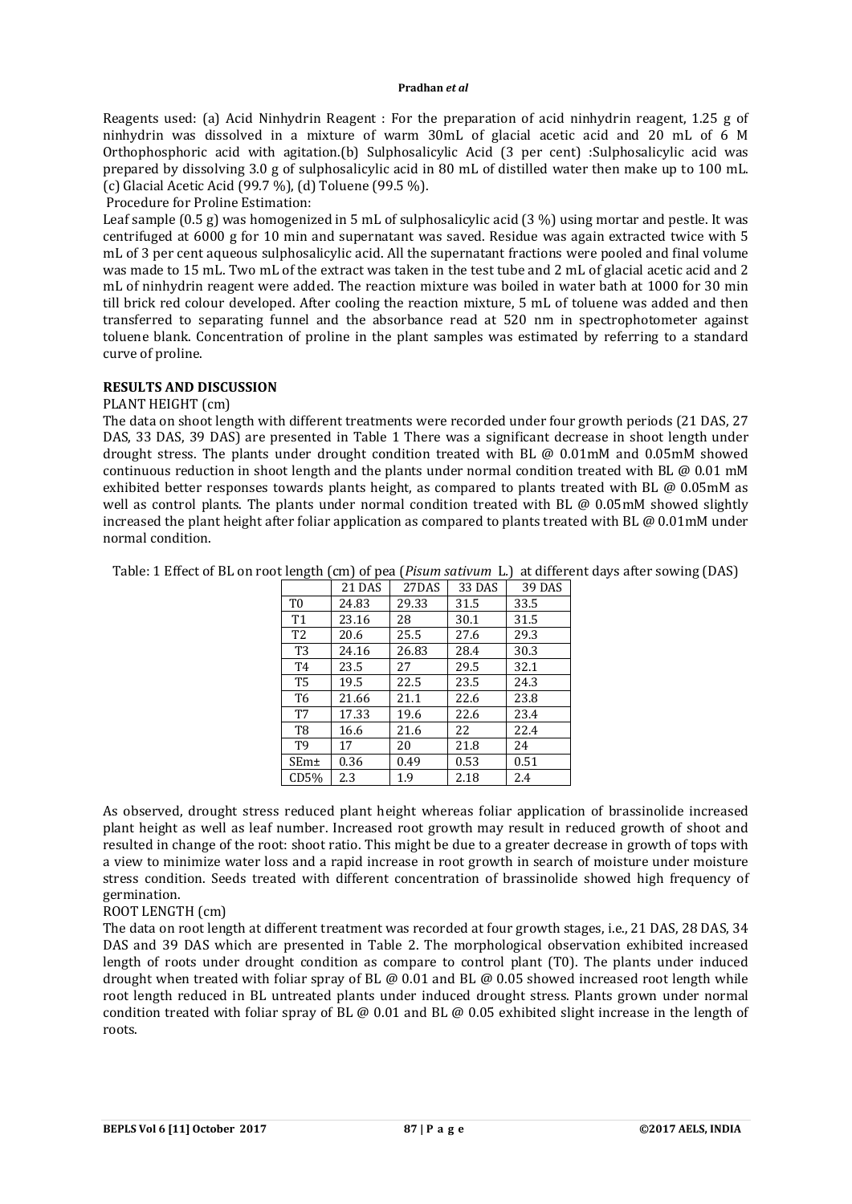Reagents used: (a) Acid Ninhydrin Reagent : For the preparation of acid ninhydrin reagent, 1.25 g of ninhydrin was dissolved in a mixture of warm 30mL of glacial acetic acid and 20 mL of 6 M Orthophosphoric acid with agitation.(b) Sulphosalicylic Acid (3 per cent) :Sulphosalicylic acid was prepared by dissolving 3.0 g of sulphosalicylic acid in 80 mL of distilled water then make up to 100 mL. (c) Glacial Acetic Acid (99.7 %), (d) Toluene (99.5 %).

Procedure for Proline Estimation:

Leaf sample (0.5 g) was homogenized in 5 mL of sulphosalicylic acid (3 %) using mortar and pestle. It was centrifuged at 6000 g for 10 min and supernatant was saved. Residue was again extracted twice with 5 mL of 3 per cent aqueous sulphosalicylic acid. All the supernatant fractions were pooled and final volume was made to 15 mL. Two mL of the extract was taken in the test tube and 2 mL of glacial acetic acid and 2 mL of ninhydrin reagent were added. The reaction mixture was boiled in water bath at 1000 for 30 min till brick red colour developed. After cooling the reaction mixture, 5 mL of toluene was added and then transferred to separating funnel and the absorbance read at 520 nm in spectrophotometer against toluene blank. Concentration of proline in the plant samples was estimated by referring to a standard curve of proline.

## RESULTS AND DISCUSSION

PLANT HEIGHT (cm)

The data on shoot length with different treatments were recorded under four growth periods (21 DAS, 27 DAS, 33 DAS, 39 DAS) are presented in Table 1 There was a significant decrease in shoot length under drought stress. The plants under drought condition treated with BL @ 0.01mM and 0.05mM showed continuous reduction in shoot length and the plants under normal condition treated with BL @ 0.01 mM exhibited better responses towards plants height, as compared to plants treated with BL @ 0.05mM as well as control plants. The plants under normal condition treated with BL @ 0.05mM showed slightly increased the plant height after foliar application as compared to plants treated with BL @ 0.01mM under normal condition.

Table: 1 Effect of BL on root length (cm) of pea (*Pisum sativum* L.) at different days after sowing (DAS)

| | 21 DAS | 27DAS | 33 DAS | 39 DAS |
|---|---|---|---|---|
| T0 | 24.83 | 29.33 | 31.5 | 33.5 |
| T1 | 23.16 | 28 | 30.1 | 31.5 |
| T2 | 20.6 | 25.5 | 27.6 | 29.3 |
| T3 | 24.16 | 26.83 | 28.4 | 30.3 |
| T4 | 23.5 | 27 | 29.5 | 32.1 |
| T5 | 19.5 | 22.5 | 23.5 | 24.3 |
| T6 | 21.66 | 21.1 | 22.6 | 23.8 |
| T7 | 17.33 | 19.6 | 22.6 | 23.4 |
| T8 | 16.6 | 21.6 | 22 | 22.4 |
| T9 | 17 | 20 | 21.8 | 24 |
| SEm± | 0.36 | 0.49 | 0.53 | 0.51 |
| CD5% | 2.3 | 1.9 | 2.18 | 2.4 |

As observed, drought stress reduced plant height whereas foliar application of brassinolide increased plant height as well as leaf number. Increased root growth may result in reduced growth of shoot and resulted in change of the root: shoot ratio. This might be due to a greater decrease in growth of tops with a view to minimize water loss and a rapid increase in root growth in search of moisture under moisture stress condition. Seeds treated with different concentration of brassinolide showed high frequency of germination.

ROOT LENGTH (cm)

The data on root length at different treatment was recorded at four growth stages, i.e., 21 DAS, 28 DAS, 34 DAS and 39 DAS which are presented in Table 2. The morphological observation exhibited increased length of roots under drought condition as compare to control plant (T0). The plants under induced drought when treated with foliar spray of BL @ 0.01 and BL @ 0.05 showed increased root length while root length reduced in BL untreated plants under induced drought stress. Plants grown under normal condition treated with foliar spray of BL @ 0.01 and BL @ 0.05 exhibited slight increase in the length of roots.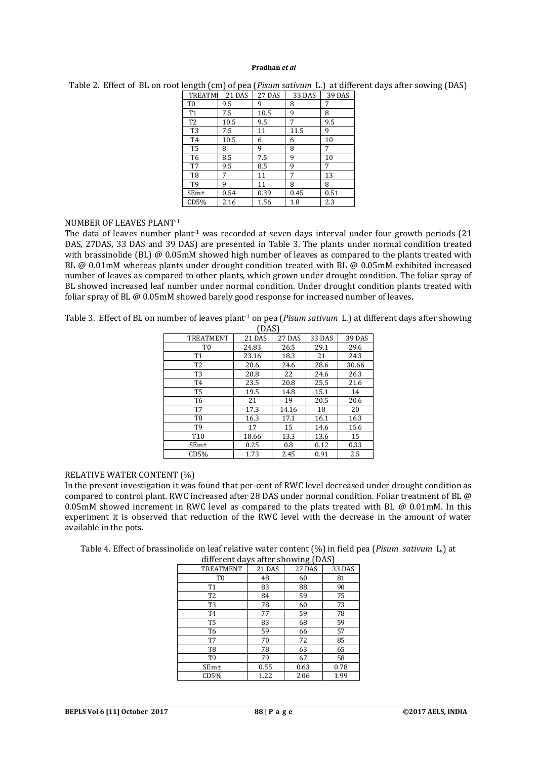Table 2. Effect of BL on root length (cm) of pea (*Pisum sativum* L.) at different days after sowing (DAS)

| TREATMI | 21 DAS | 27 DAS | 33 DAS | 39 DAS |
|---|---|---|---|---|
| T0 | 9.5 | 9 | 8 | 7 |
| T1 | 7.5 | 10.5 | 9 | 8 |
| T2 | 10.5 | 9.5 | 7 | 9.5 |
| T3 | 7.5 | 11 | 11.5 | 9 |
| T4 | 10.5 | 6 | 6 | 10 |
| T5 | 8 | 9 | 8 | 7 |
| T6 | 8.5 | 7.5 | 9 | 10 |
| T7 | 9.5 | 8.5 | 9 | 7 |
| T8 | 7 | 11 | 7 | 13 |
| T9 | 9 | 11 | 8 | 8 |
| SEm± | 0.54 | 0.39 | 0.45 | 0.51 |
| CD5% | 2.16 | 1.56 | 1.8 | 2.3 |

NUMBER OF LEAVES PLANT$^{-1}$

The data of leaves number plant$^{-1}$ was recorded at seven days interval under four growth periods (21 DAS, 27DAS, 33 DAS and 39 DAS) are presented in Table 3. The plants under normal condition treated with brassinolide (BL) @ 0.05mM showed high number of leaves as compared to the plants treated with BL @ 0.01mM whereas plants under drought condition treated with BL @ 0.05mM exhibited increased number of leaves as compared to other plants, which grown under drought condition. The foliar spray of BL showed increased leaf number under normal condition. Under drought condition plants treated with foliar spray of BL @ 0.05mM showed barely good response for increased number of leaves.

Table 3. Effect of BL on number of leaves plant$^{-1}$ on pea (*Pisum sativum* L.) at different days after showing (DAS)

| TREATMENT | 21 DAS | 27 DAS | 33 DAS | 39 DAS |
|---|---|---|---|---|
| T0 | 24.83 | 26.5 | 29.1 | 29.6 |
| T1 | 23.16 | 18.3 | 21 | 24.3 |
| T2 | 20.6 | 24.6 | 28.6 | 30.66 |
| T3 | 20.8 | 22 | 24.6 | 26.3 |
| T4 | 23.5 | 20.8 | 25.5 | 21.6 |
| T5 | 19.5 | 14.8 | 15.1 | 14 |
| T6 | 21 | 19 | 20.5 | 20.6 |
| T7 | 17.3 | 14.16 | 18 | 20 |
| T8 | 16.3 | 17.1 | 16.1 | 16.3 |
| T9 | 17 | 15 | 14.6 | 15.6 |
| T10 | 18.66 | 13.3 | 13.6 | 15 |
| SEm± | 0.25 | 0.8 | 0.12 | 0.33 |
| CD5% | 1.73 | 2.45 | 0.91 | 2.5 |

RELATIVE WATER CONTENT (%)

In the present investigation it was found that per-cent of RWC level decreased under drought condition as compared to control plant. RWC increased after 28 DAS under normal condition. Foliar treatment of BL @ 0.05mM showed increment in RWC level as compared to the plats treated with BL @ 0.01mM. In this experiment it is observed that reduction of the RWC level with the decrease in the amount of water available in the pots.

Table 4. Effect of brassinolide on leaf relative water content (%) in field pea (*Pisum sativum* L.) at different days after showing (DAS)

| TREATMENT | 21 DAS | 27 DAS | 33 DAS |
|---|---|---|---|
| T0 | 48 | 60 | 81 |
| T1 | 83 | 88 | 90 |
| T2 | 84 | 59 | 75 |
| T3 | 78 | 60 | 73 |
| T4 | 77 | 59 | 78 |
| T5 | 83 | 68 | 59 |
| T6 | 59 | 66 | 57 |
| T7 | 70 | 72 | 85 |
| T8 | 78 | 63 | 65 |
| T9 | 79 | 67 | 58 |
| SEm± | 0.55 | 0.63 | 0.78 |
| CD5% | 1.22 | 2.06 | 1.99 |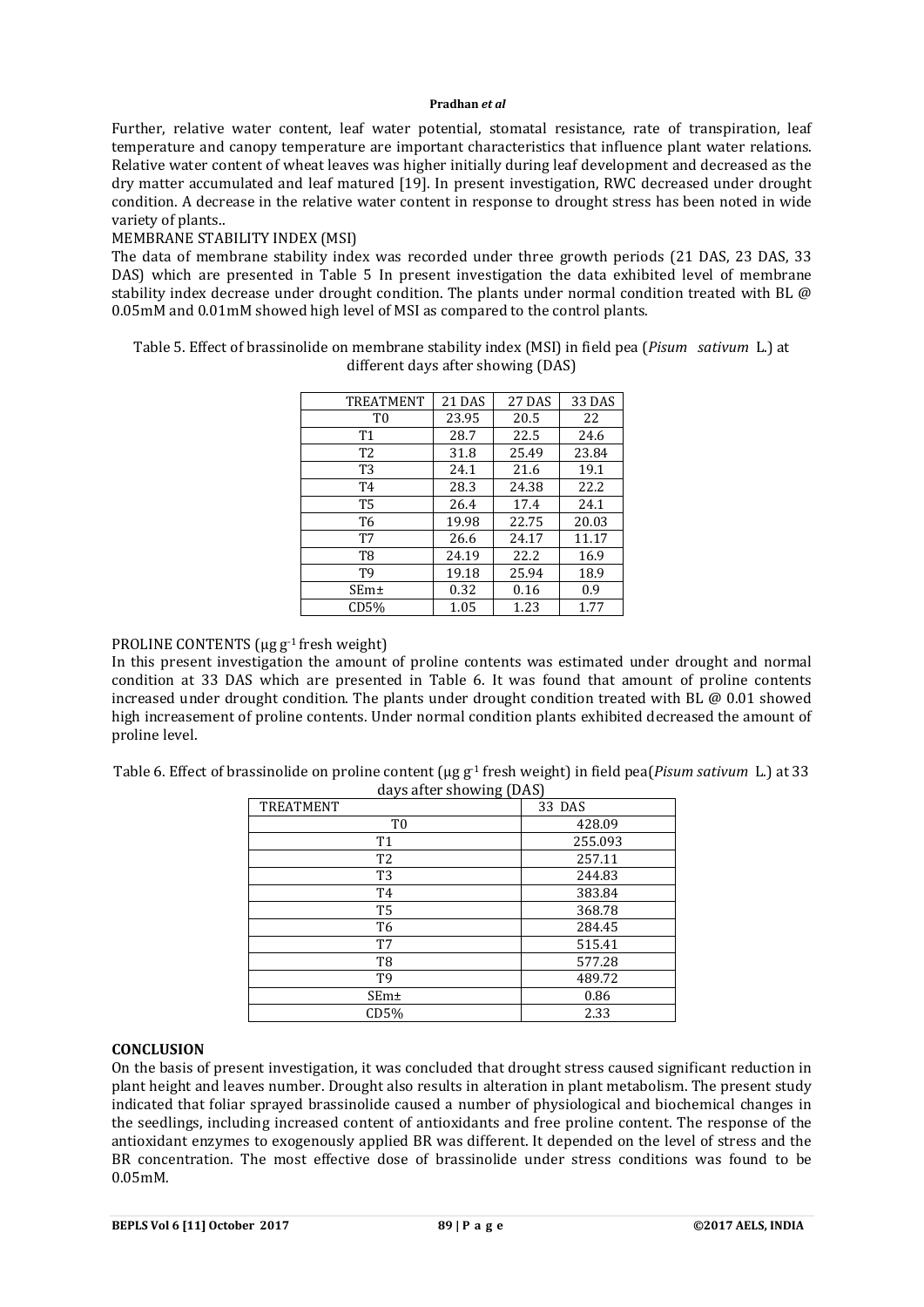Further, relative water content, leaf water potential, stomatal resistance, rate of transpiration, leaf temperature and canopy temperature are important characteristics that influence plant water relations. Relative water content of wheat leaves was higher initially during leaf development and decreased as the dry matter accumulated and leaf matured [19]. In present investigation, RWC decreased under drought condition. A decrease in the relative water content in response to drought stress has been noted in wide variety of plants..

MEMBRANE STABILITY INDEX (MSI)

The data of membrane stability index was recorded under three growth periods (21 DAS, 23 DAS, 33 DAS) which are presented in Table 5 In present investigation the data exhibited level of membrane stability index decrease under drought condition. The plants under normal condition treated with BL @ 0.05mM and 0.01mM showed high level of MSI as compared to the control plants.

Table 5. Effect of brassinolide on membrane stability index (MSI) in field pea (*Pisum sativum* L.) at different days after showing (DAS)

| TREATMENT | 21 DAS | 27 DAS | 33 DAS |
|---|---|---|---|
| T0 | 23.95 | 20.5 | 22 |
| T1 | 28.7 | 22.5 | 24.6 |
| T2 | 31.8 | 25.49 | 23.84 |
| T3 | 24.1 | 21.6 | 19.1 |
| T4 | 28.3 | 24.38 | 22.2 |
| T5 | 26.4 | 17.4 | 24.1 |
| T6 | 19.98 | 22.75 | 20.03 |
| T7 | 26.6 | 24.17 | 11.17 |
| T8 | 24.19 | 22.2 | 16.9 |
| T9 | 19.18 | 25.94 | 18.9 |
| SEm± | 0.32 | 0.16 | 0.9 |
| CD5% | 1.05 | 1.23 | 1.77 |

PROLINE CONTENTS (µg $g^{-1}$ fresh weight)

In this present investigation the amount of proline contents was estimated under drought and normal condition at 33 DAS which are presented in Table 6. It was found that amount of proline contents increased under drought condition. The plants under drought condition treated with BL @ 0.01 showed high increasement of proline contents. Under normal condition plants exhibited decreased the amount of proline level.

Table 6. Effect of brassinolide on proline content (µg $g^{-1}$ fresh weight) in field pea(*Pisum sativum* L.) at 33 days after showing (DAS)

| TREATMENT | 33 DAS |
|---|---|
| T0 | 428.09 |
| T1 | 255.093 |
| T2 | 257.11 |
| T3 | 244.83 |
| T4 | 383.84 |
| T5 | 368.78 |
| T6 | 284.45 |
| T7 | 515.41 |
| T8 | 577.28 |
| T9 | 489.72 |
| SEm± | 0.86 |
| CD5% | 2.33 |

**CONCLUSION**

On the basis of present investigation, it was concluded that drought stress caused significant reduction in plant height and leaves number. Drought also results in alteration in plant metabolism. The present study indicated that foliar sprayed brassinolide caused a number of physiological and biochemical changes in the seedlings, including increased content of antioxidants and free proline content. The response of the antioxidant enzymes to exogenously applied BR was different. It depended on the level of stress and the BR concentration. The most effective dose of brassinolide under stress conditions was found to be 0.05mM.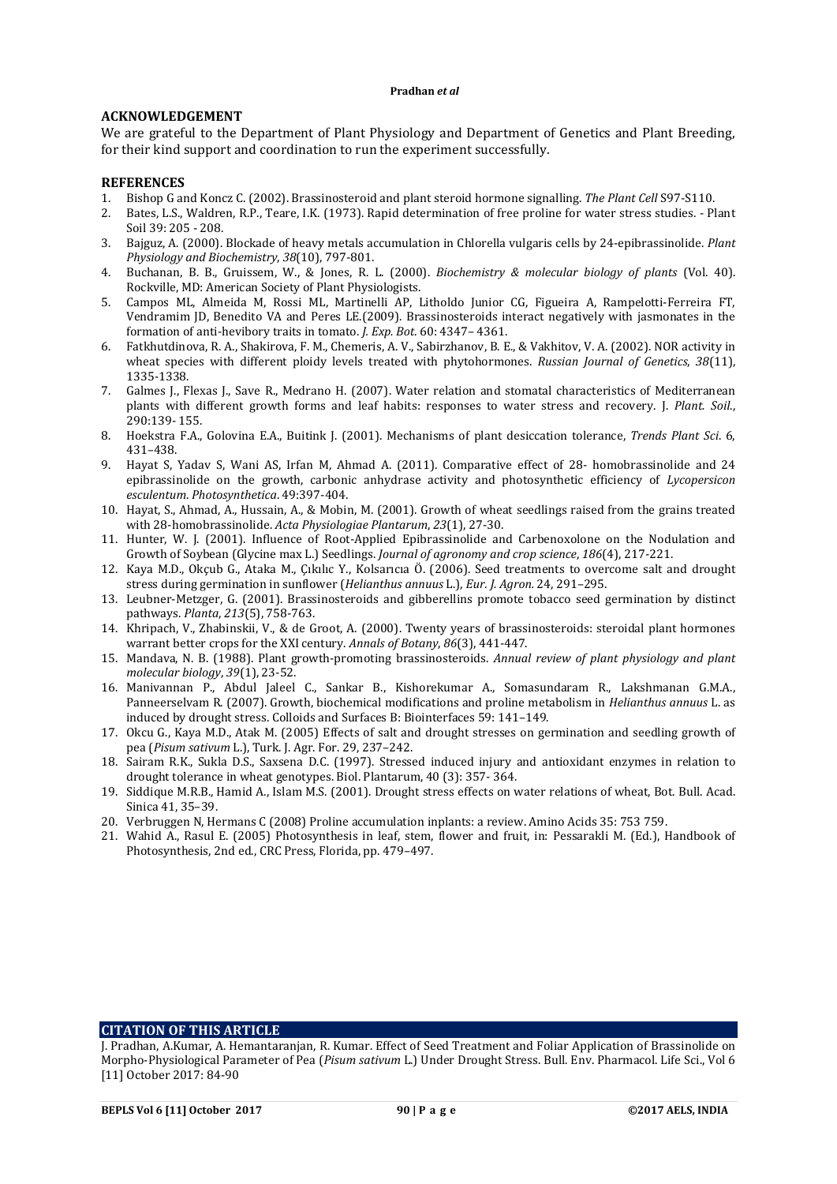## ACKNOWLEDGEMENT

We are grateful to the Department of Plant Physiology and Department of Genetics and Plant Breeding, for their kind support and coordination to run the experiment successfully.

## REFERENCES

1. Bishop G and Koncz C. (2002). Brassinosteroid and plant steroid hormone signalling. *The Plant Cell* S97-S110.
2. Bates, L.S., Waldren, R.P., Teare, I.K. (1973). Rapid determination of free proline for water stress studies. - Plant Soil 39: 205 - 208.
3. Bajguz, A. (2000). Blockade of heavy metals accumulation in Chlorella vulgaris cells by 24-epibrassinolide. *Plant Physiology and Biochemistry*, *38*(10), 797-801.
4. Buchanan, B. B., Gruissem, W., & Jones, R. L. (2000). *Biochemistry & molecular biology of plants* (Vol. 40). Rockville, MD: American Society of Plant Physiologists.
5. Campos ML, Almeida M, Rossi ML, Martinelli AP, Litholdo Junior CG, Figueira A, Rampelotti-Ferreira FT, Vendramim JD, Benedito VA and Peres LE.(2009). Brassinosteroids interact negatively with jasmonates in the formation of anti-hevibory traits in tomato. *J. Exp. Bot*. 60: 4347– 4361.
6. Fatkhutdinova, R. A., Shakirova, F. M., Chemeris, A. V., Sabirzhanov, B. E., & Vakhitov, V. A. (2002). NOR activity in wheat species with different ploidy levels treated with phytohormones. *Russian Journal of Genetics*, *38*(11), 1335-1338.
7. Galmes J., Flexas J., Save R., Medrano H. (2007). Water relation and stomatal characteristics of Mediterranean plants with different growth forms and leaf habits: responses to water stress and recovery. J. *Plant. Soil*., 290:139- 155.
8. Hoekstra F.A., Golovina E.A., Buitink J. (2001). Mechanisms of plant desiccation tolerance, *Trends Plant Sci*. 6, 431–438.
9. Hayat S, Yadav S, Wani AS, Irfan M, Ahmad A. (2011). Comparative effect of 28- homobrassinolide and 24 epibrassinolide on the growth, carbonic anhydrase activity and photosynthetic efficiency of *Lycopersicon esculentum*. *Photosynthetica*. 49:397-404.
10. Hayat, S., Ahmad, A., Hussain, A., & Mobin, M. (2001). Growth of wheat seedlings raised from the grains treated with 28-homobrassinolide. *Acta Physiologiae Plantarum*, *23*(1), 27-30.
11. Hunter, W. J. (2001). Influence of Root-Applied Epibrassinolide and Carbenoxolone on the Nodulation and Growth of Soybean (Glycine max L.) Seedlings. *Journal of agronomy and crop science*, *186*(4), 217-221.
12. Kaya M.D., Okçub G., Ataka M., Çıkılıc Y., Kolsarıcıa Ö. (2006). Seed treatments to overcome salt and drought stress during germination in sunflower (*Helianthus annuus* L.), *Eur. J. Agron.* 24, 291–295.
13. Leubner-Metzger, G. (2001). Brassinosteroids and gibberellins promote tobacco seed germination by distinct pathways. *Planta*, *213*(5), 758-763.
14. Khripach, V., Zhabinskii, V., & de Groot, A. (2000). Twenty years of brassinosteroids: steroidal plant hormones warrant better crops for the XXI century. *Annals of Botany*, *86*(3), 441-447.
15. Mandava, N. B. (1988). Plant growth-promoting brassinosteroids. *Annual review of plant physiology and plant molecular biology*, *39*(1), 23-52.
16. Manivannan P., Abdul Jaleel C., Sankar B., Kishorekumar A., Somasundaram R., Lakshmanan G.M.A., Panneerselvam R. (2007). Growth, biochemical modifications and proline metabolism in *Helianthus annuus* L. as induced by drought stress. Colloids and Surfaces B: Biointerfaces 59: 141–149.
17. Okcu G., Kaya M.D., Atak M. (2005) Effects of salt and drought stresses on germination and seedling growth of pea (*Pisum sativum* L.), Turk. J. Agr. For. 29, 237–242.
18. Sairam R.K., Sukla D.S., Saxsena D.C. (1997). Stressed induced injury and antioxidant enzymes in relation to drought tolerance in wheat genotypes. Biol. Plantarum, 40 (3): 357- 364.
19. Siddique M.R.B., Hamid A., Islam M.S. (2001). Drought stress effects on water relations of wheat, Bot. Bull. Acad. Sinica 41, 35–39.
20. Verbruggen N, Hermans C (2008) Proline accumulation inplants: a review. Amino Acids 35: 753 759.
21. Wahid A., Rasul E. (2005) Photosynthesis in leaf, stem, flower and fruit, in: Pessarakli M. (Ed.), Handbook of Photosynthesis, 2nd ed., CRC Press, Florida, pp. 479–497.

## CITATION OF THIS ARTICLE

J. Pradhan, A.Kumar, A. Hemantaranjan, R. Kumar. Effect of Seed Treatment and Foliar Application of Brassinolide on Morpho-Physiological Parameter of Pea (*Pisum sativum* L.) Under Drought Stress. Bull. Env. Pharmacol. Life Sci., Vol 6 [11] October 2017: 84-90